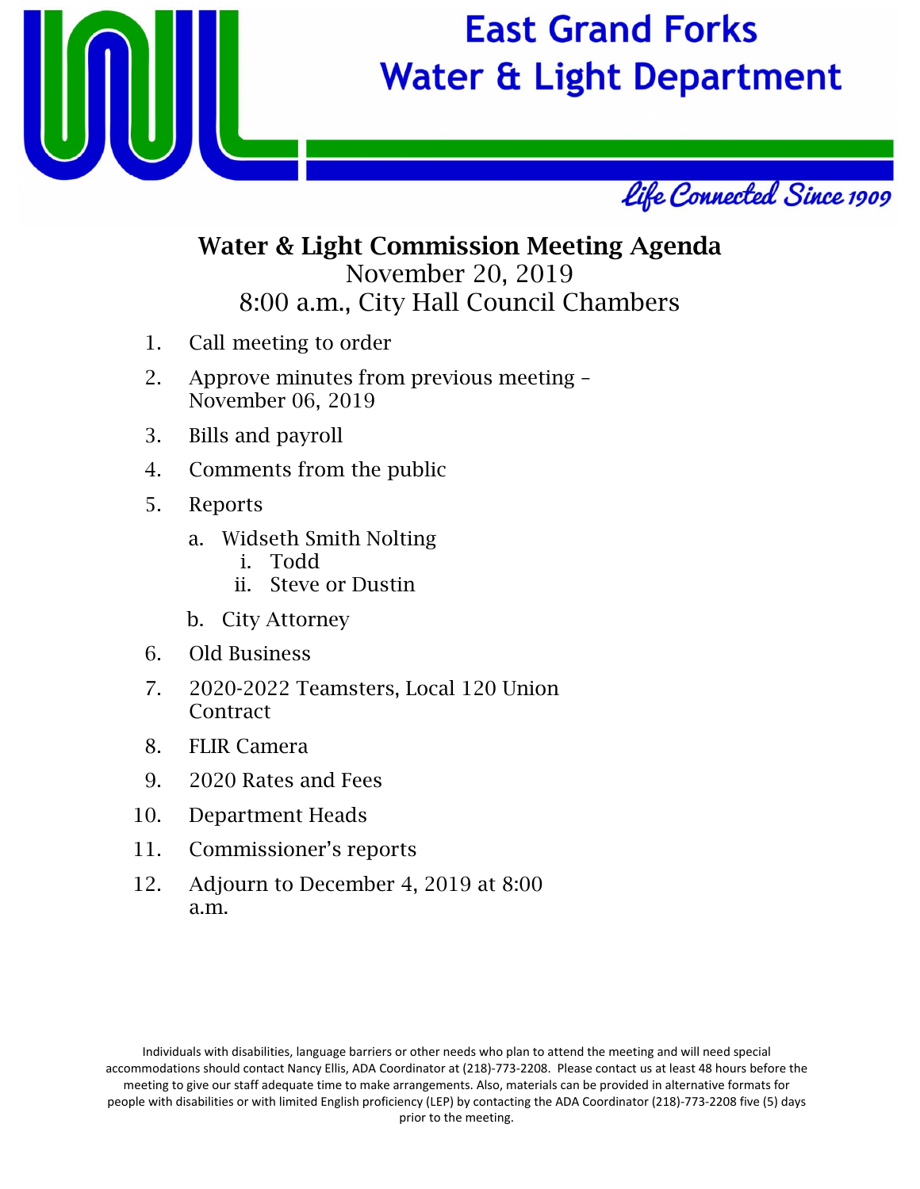# East Grand Forks Water & Light Department

*Life Connected Since 1909*

## Water & Light Commission Meeting Agenda

November 20, 2019

8:00 a.m., City Hall Council Chambers

1. Call meeting to order
2. Approve minutes from previous meeting – November 06, 2019
3. Bills and payroll
4. Comments from the public
5. Reports
   a. Widseth Smith Nolting
      i. Todd
      ii. Steve or Dustin
   b. City Attorney
6. Old Business
7. 2020-2022 Teamsters, Local 120 Union Contract
8. FLIR Camera
9. 2020 Rates and Fees
10. Department Heads
11. Commissioner's reports
12. Adjourn to December 4, 2019 at 8:00 a.m.

Individuals with disabilities, language barriers or other needs who plan to attend the meeting and will need special accommodations should contact Nancy Ellis, ADA Coordinator at (218)-773-2208. Please contact us at least 48 hours before the meeting to give our staff adequate time to make arrangements. Also, materials can be provided in alternative formats for people with disabilities or with limited English proficiency (LEP) by contacting the ADA Coordinator (218)-773-2208 five (5) days prior to the meeting.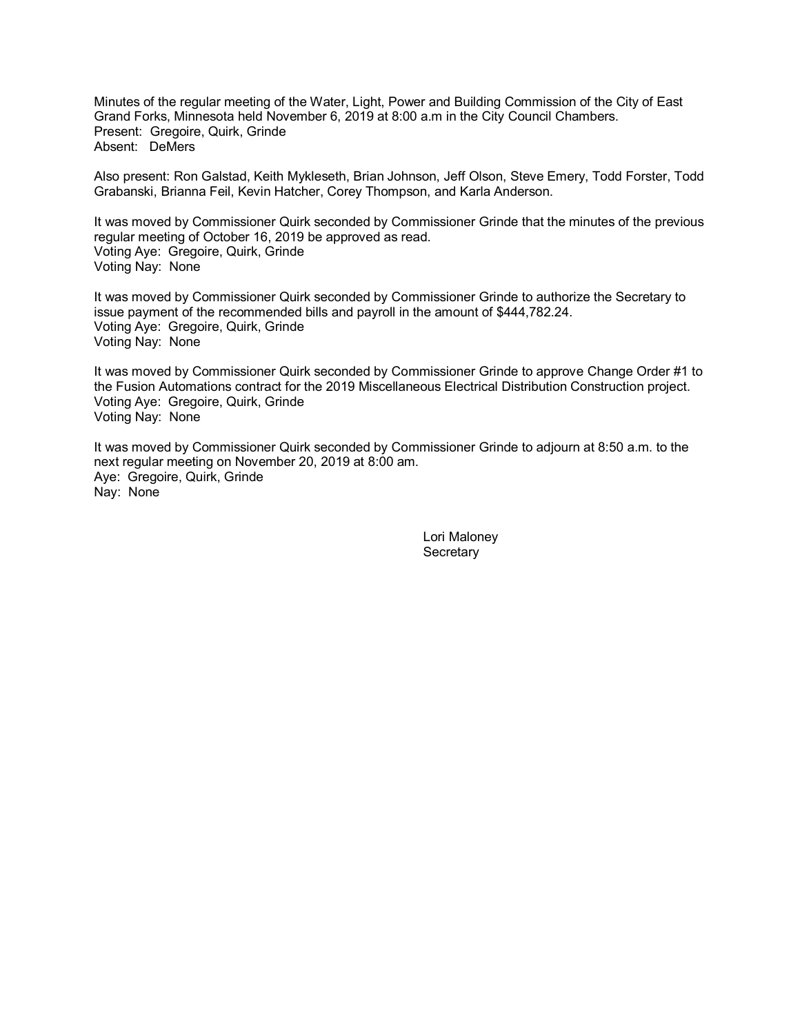Minutes of the regular meeting of the Water, Light, Power and Building Commission of the City of East Grand Forks, Minnesota held November 6, 2019 at 8:00 a.m in the City Council Chambers.
Present: Gregoire, Quirk, Grinde
Absent: DeMers

Also present: Ron Galstad, Keith Mykleseth, Brian Johnson, Jeff Olson, Steve Emery, Todd Forster, Todd Grabanski, Brianna Feil, Kevin Hatcher, Corey Thompson, and Karla Anderson.

It was moved by Commissioner Quirk seconded by Commissioner Grinde that the minutes of the previous regular meeting of October 16, 2019 be approved as read.
Voting Aye: Gregoire, Quirk, Grinde
Voting Nay: None

It was moved by Commissioner Quirk seconded by Commissioner Grinde to authorize the Secretary to issue payment of the recommended bills and payroll in the amount of $444,782.24.
Voting Aye: Gregoire, Quirk, Grinde
Voting Nay: None

It was moved by Commissioner Quirk seconded by Commissioner Grinde to approve Change Order #1 to the Fusion Automations contract for the 2019 Miscellaneous Electrical Distribution Construction project.
Voting Aye: Gregoire, Quirk, Grinde
Voting Nay: None

It was moved by Commissioner Quirk seconded by Commissioner Grinde to adjourn at 8:50 a.m. to the next regular meeting on November 20, 2019 at 8:00 am.
Aye: Gregoire, Quirk, Grinde
Nay: None

Lori Maloney
Secretary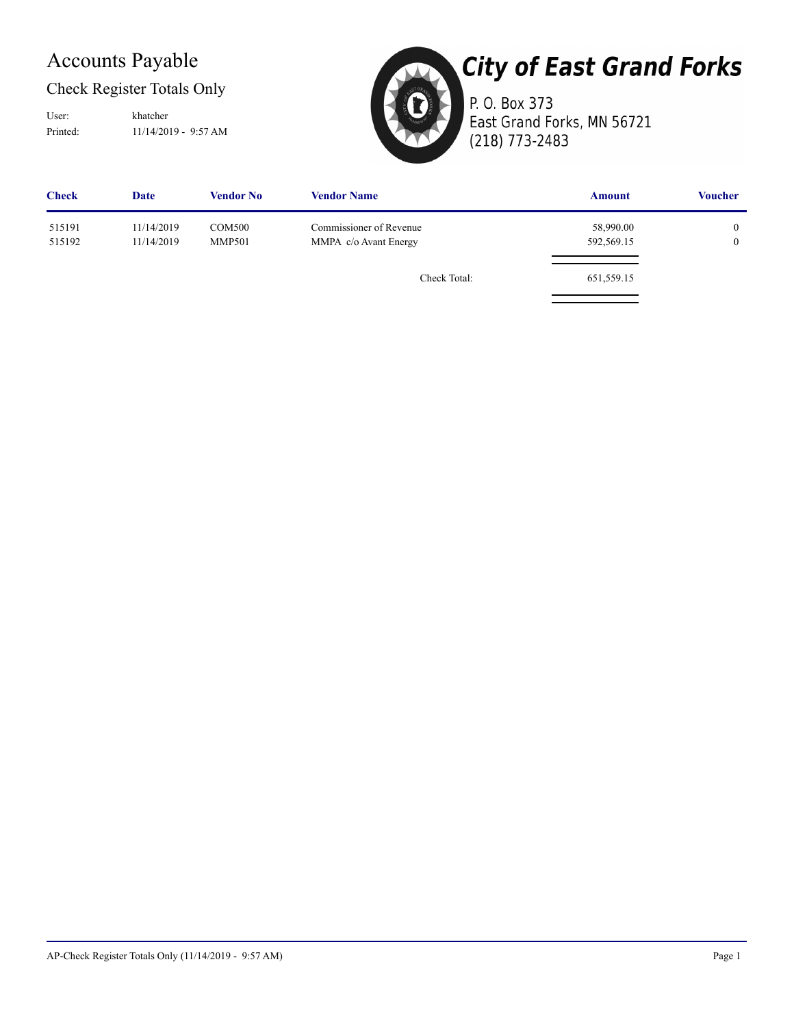# Accounts Payable

## Check Register Totals Only

User: khatcher
Printed: 11/14/2019 - 9:57 AM

**City of East Grand Forks**
P. O. Box 373
East Grand Forks, MN 56721
(218) 773-2483

| Check | Date | Vendor No | Vendor Name | Amount | Voucher |
|---|---|---|---|---|---|
| 515191 | 11/14/2019 | COM500 | Commissioner of Revenue | 58,990.00 | 0 |
| 515192 | 11/14/2019 | MMP501 | MMPA c/o Avant Energy | 592,569.15 | 0 |
| | | | Check Total: | 651,559.15 | |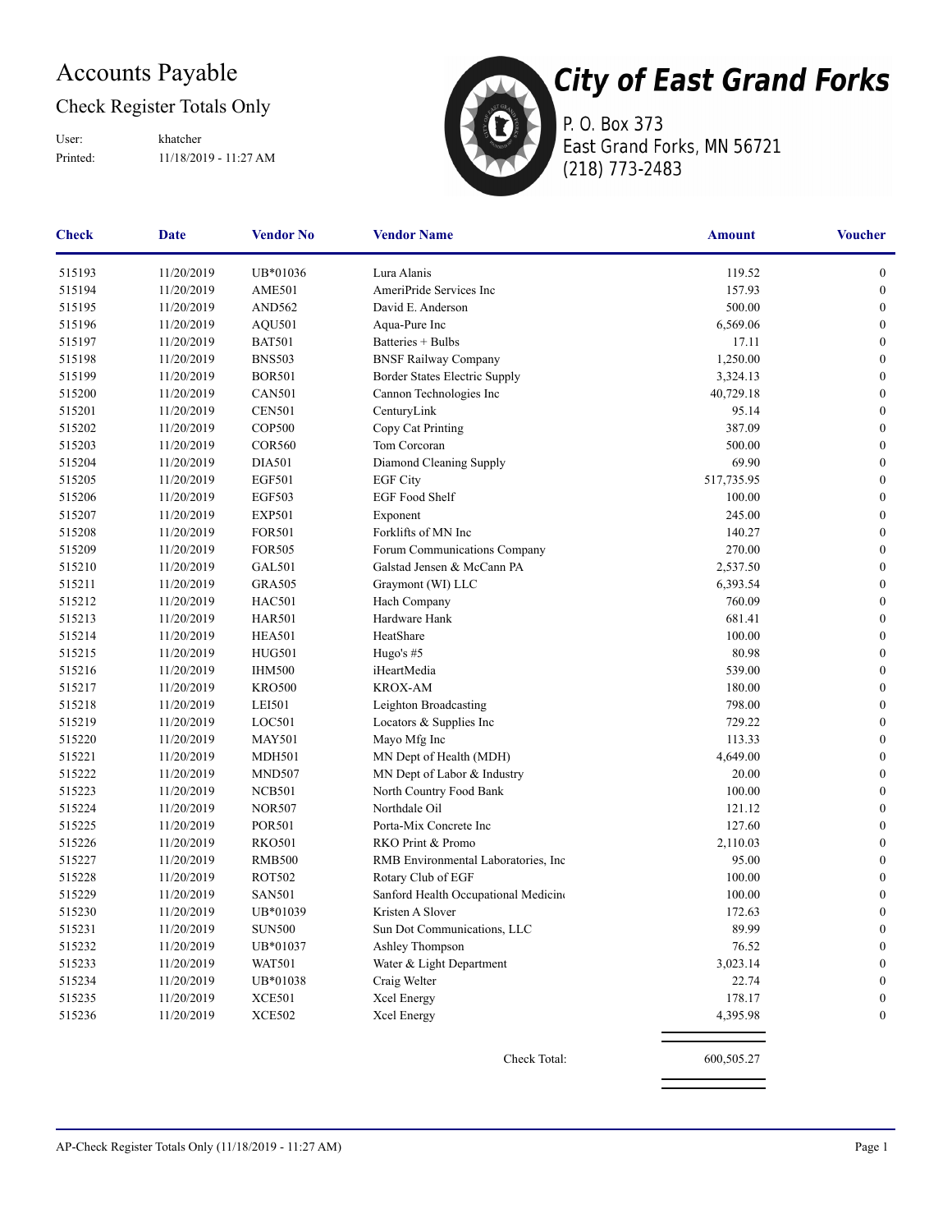# Accounts Payable

## Check Register Totals Only

User: khatcher
Printed: 11/18/2019 - 11:27 AM

**City of East Grand Forks**
P. O. Box 373
East Grand Forks, MN 56721
(218) 773-2483

| Check | Date | Vendor No | Vendor Name | Amount | Voucher |
|---|---|---|---|---|---|
| 515193 | 11/20/2019 | UB*01036 | Lura Alanis | 119.52 | 0 |
| 515194 | 11/20/2019 | AME501 | AmeriPride Services Inc | 157.93 | 0 |
| 515195 | 11/20/2019 | AND562 | David E. Anderson | 500.00 | 0 |
| 515196 | 11/20/2019 | AQU501 | Aqua-Pure Inc | 6,569.06 | 0 |
| 515197 | 11/20/2019 | BAT501 | Batteries + Bulbs | 17.11 | 0 |
| 515198 | 11/20/2019 | BNS503 | BNSF Railway Company | 1,250.00 | 0 |
| 515199 | 11/20/2019 | BOR501 | Border States Electric Supply | 3,324.13 | 0 |
| 515200 | 11/20/2019 | CAN501 | Cannon Technologies Inc | 40,729.18 | 0 |
| 515201 | 11/20/2019 | CEN501 | CenturyLink | 95.14 | 0 |
| 515202 | 11/20/2019 | COP500 | Copy Cat Printing | 387.09 | 0 |
| 515203 | 11/20/2019 | COR560 | Tom Corcoran | 500.00 | 0 |
| 515204 | 11/20/2019 | DIA501 | Diamond Cleaning Supply | 69.90 | 0 |
| 515205 | 11/20/2019 | EGF501 | EGF City | 517,735.95 | 0 |
| 515206 | 11/20/2019 | EGF503 | EGF Food Shelf | 100.00 | 0 |
| 515207 | 11/20/2019 | EXP501 | Exponent | 245.00 | 0 |
| 515208 | 11/20/2019 | FOR501 | Forklifts of MN Inc | 140.27 | 0 |
| 515209 | 11/20/2019 | FOR505 | Forum Communications Company | 270.00 | 0 |
| 515210 | 11/20/2019 | GAL501 | Galstad Jensen & McCann PA | 2,537.50 | 0 |
| 515211 | 11/20/2019 | GRA505 | Graymont (WI) LLC | 6,393.54 | 0 |
| 515212 | 11/20/2019 | HAC501 | Hach Company | 760.09 | 0 |
| 515213 | 11/20/2019 | HAR501 | Hardware Hank | 681.41 | 0 |
| 515214 | 11/20/2019 | HEA501 | HeatShare | 100.00 | 0 |
| 515215 | 11/20/2019 | HUG501 | Hugo's #5 | 80.98 | 0 |
| 515216 | 11/20/2019 | IHM500 | iHeartMedia | 539.00 | 0 |
| 515217 | 11/20/2019 | KRO500 | KROX-AM | 180.00 | 0 |
| 515218 | 11/20/2019 | LEI501 | Leighton Broadcasting | 798.00 | 0 |
| 515219 | 11/20/2019 | LOC501 | Locators & Supplies Inc | 729.22 | 0 |
| 515220 | 11/20/2019 | MAY501 | Mayo Mfg Inc | 113.33 | 0 |
| 515221 | 11/20/2019 | MDH501 | MN Dept of Health (MDH) | 4,649.00 | 0 |
| 515222 | 11/20/2019 | MND507 | MN Dept of Labor & Industry | 20.00 | 0 |
| 515223 | 11/20/2019 | NCB501 | North Country Food Bank | 100.00 | 0 |
| 515224 | 11/20/2019 | NOR507 | Northdale Oil | 121.12 | 0 |
| 515225 | 11/20/2019 | POR501 | Porta-Mix Concrete Inc | 127.60 | 0 |
| 515226 | 11/20/2019 | RKO501 | RKO Print & Promo | 2,110.03 | 0 |
| 515227 | 11/20/2019 | RMB500 | RMB Environmental Laboratories, Inc | 95.00 | 0 |
| 515228 | 11/20/2019 | ROT502 | Rotary Club of EGF | 100.00 | 0 |
| 515229 | 11/20/2019 | SAN501 | Sanford Health Occupational Medicine | 100.00 | 0 |
| 515230 | 11/20/2019 | UB*01039 | Kristen A Slover | 172.63 | 0 |
| 515231 | 11/20/2019 | SUN500 | Sun Dot Communications, LLC | 89.99 | 0 |
| 515232 | 11/20/2019 | UB*01037 | Ashley Thompson | 76.52 | 0 |
| 515233 | 11/20/2019 | WAT501 | Water & Light Department | 3,023.14 | 0 |
| 515234 | 11/20/2019 | UB*01038 | Craig Welter | 22.74 | 0 |
| 515235 | 11/20/2019 | XCE501 | Xcel Energy | 178.17 | 0 |
| 515236 | 11/20/2019 | XCE502 | Xcel Energy | 4,395.98 | 0 |
| | | | Check Total: | 600,505.27 | |

AP-Check Register Totals Only (11/18/2019 - 11:27 AM)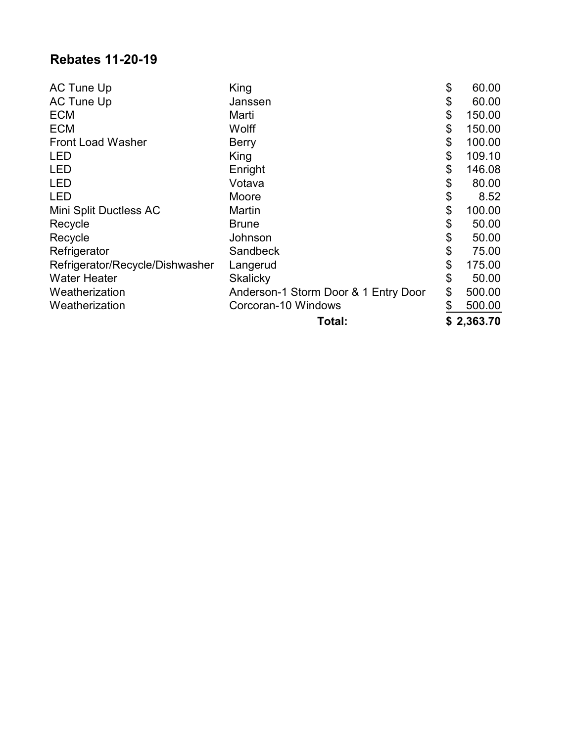## Rebates 11-20-19

| | | |
|---|---|---|
| AC Tune Up | King | $ 60.00 |
| AC Tune Up | Janssen | $ 60.00 |
| ECM | Marti | $ 150.00 |
| ECM | Wolff | $ 150.00 |
| Front Load Washer | Berry | $ 100.00 |
| LED | King | $ 109.10 |
| LED | Enright | $ 146.08 |
| LED | Votava | $ 80.00 |
| LED | Moore | $ 8.52 |
| Mini Split Ductless AC | Martin | $ 100.00 |
| Recycle | Brune | $ 50.00 |
| Recycle | Johnson | $ 50.00 |
| Refrigerator | Sandbeck | $ 75.00 |
| Refrigerator/Recycle/Dishwasher | Langerud | $ 175.00 |
| Water Heater | Skalicky | $ 50.00 |
| Weatherization | Anderson-1 Storm Door & 1 Entry Door | $ 500.00 |
| Weatherization | Corcoran-10 Windows | $ 500.00 |
| | **Total:** | **$ 2,363.70** |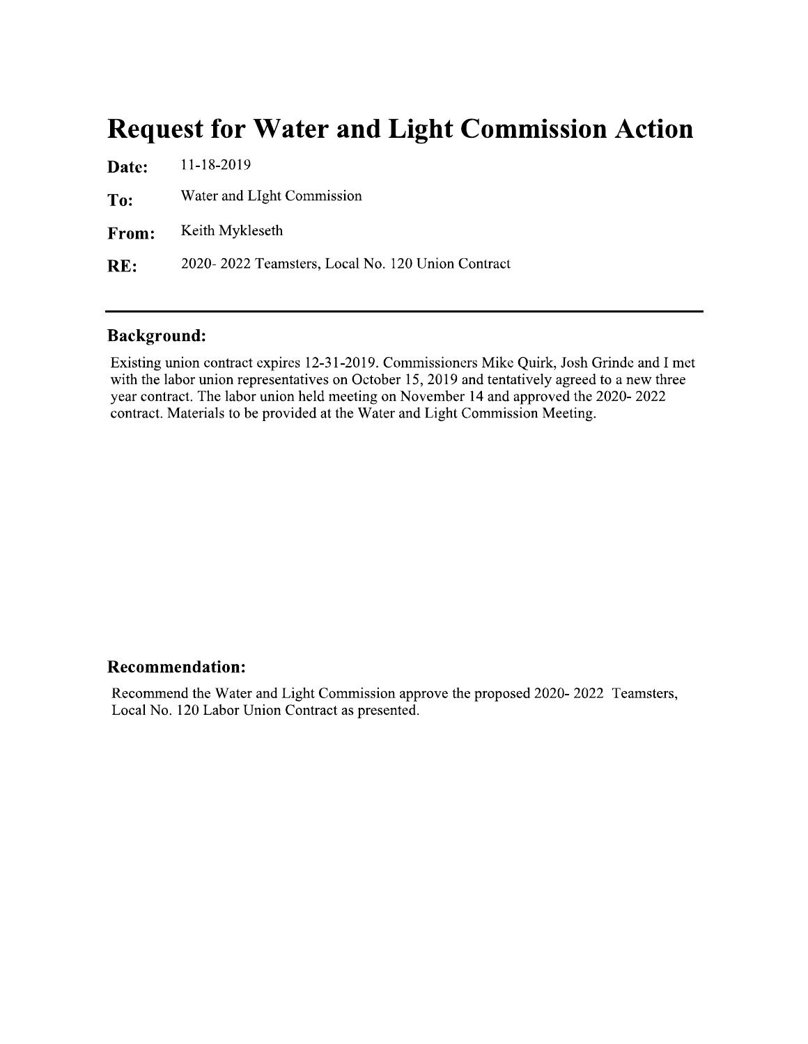# Request for Water and Light Commission Action

**Date:** 11-18-2019

**To:** Water and LIght Commission

**From:** Keith Mykleseth

**RE:** 2020- 2022 Teamsters, Local No. 120 Union Contract

---

## Background:

Existing union contract expires 12-31-2019. Commissioners Mike Quirk, Josh Grinde and I met with the labor union representatives on October 15, 2019 and tentatively agreed to a new three year contract. The labor union held meeting on November 14 and approved the 2020- 2022 contract. Materials to be provided at the Water and Light Commission Meeting.

## Recommendation:

Recommend the Water and Light Commission approve the proposed 2020- 2022 Teamsters, Local No. 120 Labor Union Contract as presented.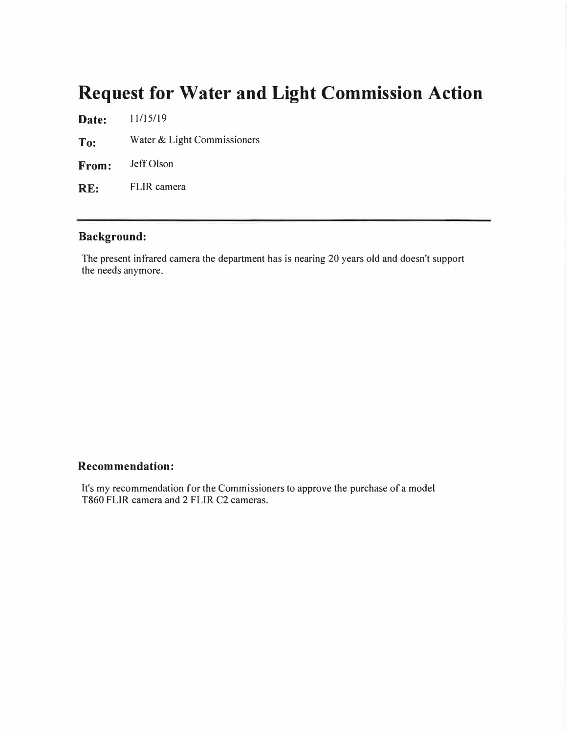# Request for Water and Light Commission Action

**Date:** 11/15/19

**To:** Water & Light Commissioners

**From:** Jeff Olson

**RE:** FLIR camera

---

## Background:

The present infrared camera the department has is nearing 20 years old and doesn't support the needs anymore.

## Recommendation:

It's my recommendation for the Commissioners to approve the purchase of a model T860 FLIR camera and 2 FLIR C2 cameras.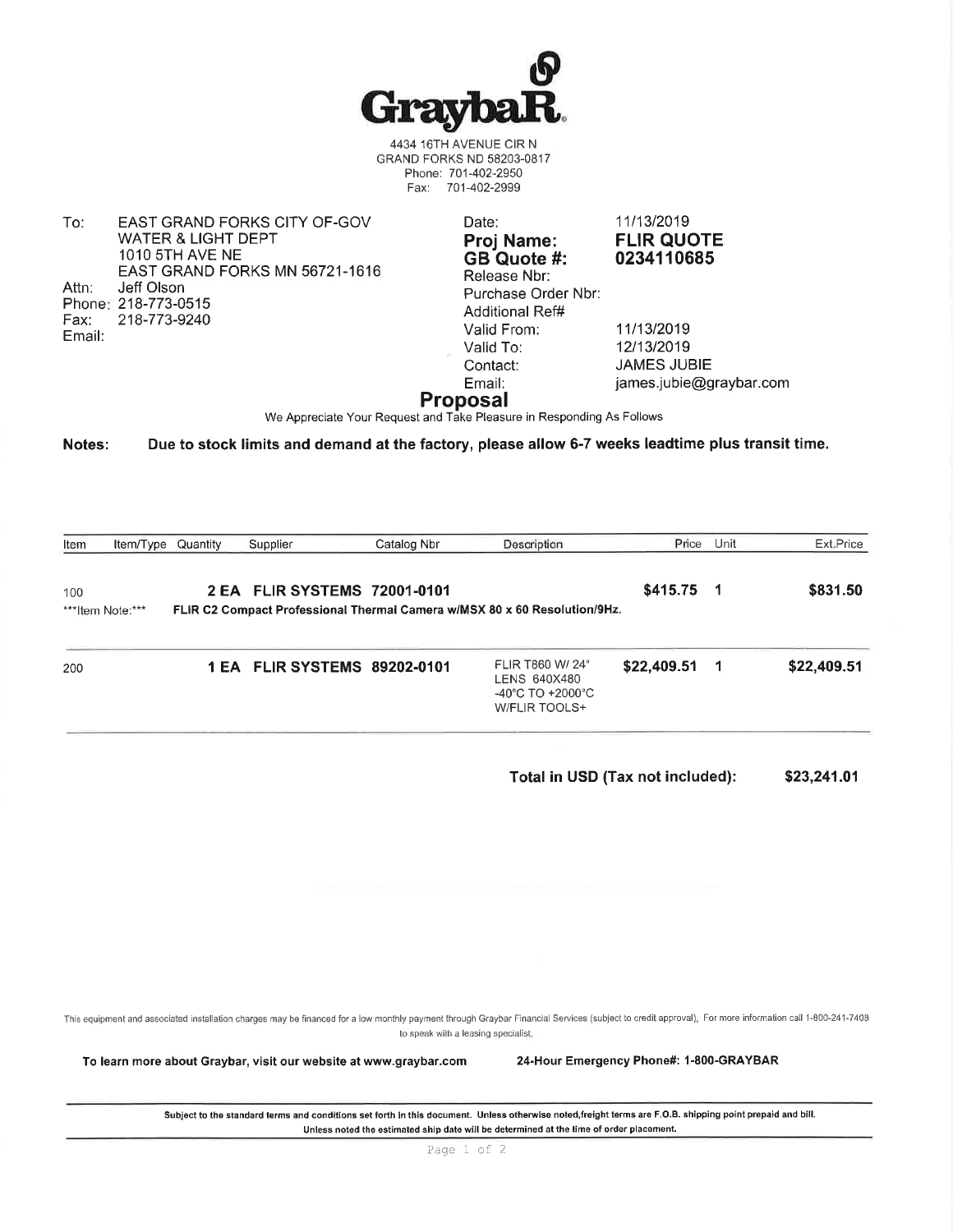# GraybaR

4434 16TH AVENUE CIR N
GRAND FORKS ND 58203-0817
Phone: 701-402-2950
Fax: 701-402-2999

To: EAST GRAND FORKS CITY OF-GOV
WATER & LIGHT DEPT
1010 5TH AVE NE
EAST GRAND FORKS MN 56721-1616
Attn: Jeff Olson
Phone: 218-773-0515
Fax: 218-773-9240
Email:

Date: 11/13/2019
**Proj Name: FLIR QUOTE**
**GB Quote #: 0234110685**
Release Nbr:
Purchase Order Nbr:
Additional Ref#
Valid From: 11/13/2019
Valid To: 12/13/2019
Contact: JAMES JUBIE
Email: james.jubie@graybar.com

## Proposal

We Appreciate Your Request and Take Pleasure in Responding As Follows

**Notes: Due to stock limits and demand at the factory, please allow 6-7 weeks leadtime plus transit time.**

| Item | Item/Type | Quantity | Supplier | Catalog Nbr | Description | Price | Unit | Ext.Price |
|---|---|---|---|---|---|---|---|---|
| 100 | | **2 EA** | **FLIR SYSTEMS** | **72001-0101** | | **$415.75** | **1** | **$831.50** |
| ***Item Note:*** | | **FLIR C2 Compact Professional Thermal Camera w/MSX 80 x 60 Resolution/9Hz.** | | | | | | |
| 200 | | **1 EA** | **FLIR SYSTEMS** | **89202-0101** | FLIR T860 W/ 24° LENS 640X480 -40°C TO +2000°C W/FLIR TOOLS+ | **$22,409.51** | **1** | **$22,409.51** |

**Total in USD (Tax not included): $23,241.01**

This equipment and associated installation charges may be financed for a low monthly payment through Graybar Financial Services (subject to credit approval). For more information call 1-800-241-7408 to speak with a leasing specialist.

**To learn more about Graybar, visit our website at www.graybar.com** **24-Hour Emergency Phone#: 1-800-GRAYBAR**

**Subject to the standard terms and conditions set forth in this document. Unless otherwise noted,freight terms are F.O.B. shipping point prepaid and bill. Unless noted the estimated ship date will be determined at the time of order placement.**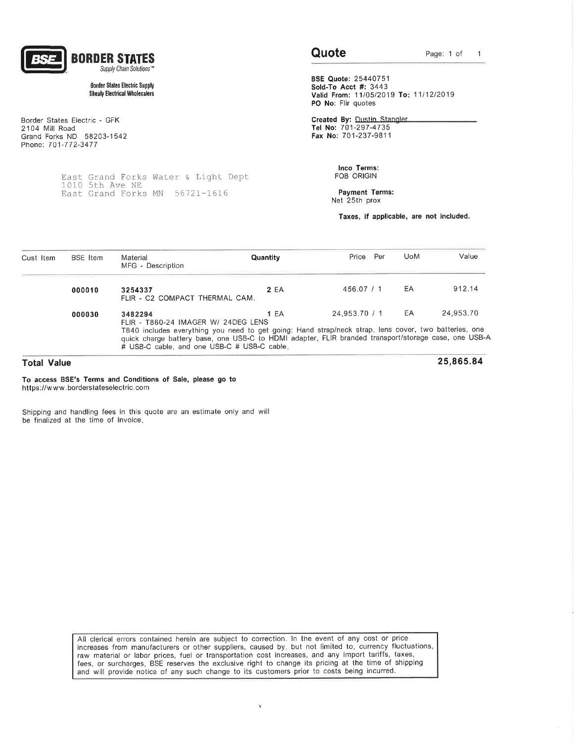**BORDER STATES**
*Supply Chain Solutions™*

**Border States Electric Supply**
**Shealy Electrical Wholesalers**

Border States Electric - GFK
2104 Mill Road
Grand Forks ND 58203-1542
Phone: 701-772-3477

East Grand Forks Water & Light Dept
1010 5th Ave NE
East Grand Forks MN 56721-1616

# Quote

Page: 1 of 1

**BSE Quote:** 25440751
**Sold-To Acct #:** 3443
**Valid From:** 11/05/2019 **To:** 11/12/2019
**PO No:** Flir quotes

**Created By:** Dustin Stangler
**Tel No:** 701-297-4735
**Fax No:** 701-237-9811

**Inco Terms:**
FOB ORIGIN

**Payment Terms:**
Net 25th prox

**Taxes, if applicable, are not included.**

| Cust Item | BSE Item | Material MFG - Description | Quantity | Price Per | UoM | Value |
|---|---|---|---|---|---|---|
| | **000010** | **3254337** FLIR - C2 COMPACT THERMAL CAM. | **2** EA | 456.07 / 1 | EA | 912.14 |
| | **000030** | **3482294** FLIR - T860-24 IMAGER W/ 24DEG LENS T840 includes everything you need to get going: Hand strap/neck strap, lens cover, two batteries, one quick charge battery base, one USB-C to HDMI adapter, FLIR branded transport/storage case, one USB-A # USB-C cable, and one USB-C # USB-C cable. | **1** EA | 24,953.70 / 1 | EA | 24,953.70 |

**Total Value** **25,865.84**

**To access BSE's Terms and Conditions of Sale, please go to**
https://www.borderstateselectric.com

Shipping and handling fees in this quote are an estimate only and will be finalized at the time of Invoice.

All clerical errors contained herein are subject to correction. In the event of any cost or price increases from manufacturers or other suppliers, caused by, but not limited to, currency fluctuations, raw material or labor prices, fuel or transportation cost increases, and any import tariffs, taxes, fees, or surcharges, BSE reserves the exclusive right to change its pricing at the time of shipping and will provide notice of any such change to its customers prior to costs being incurred.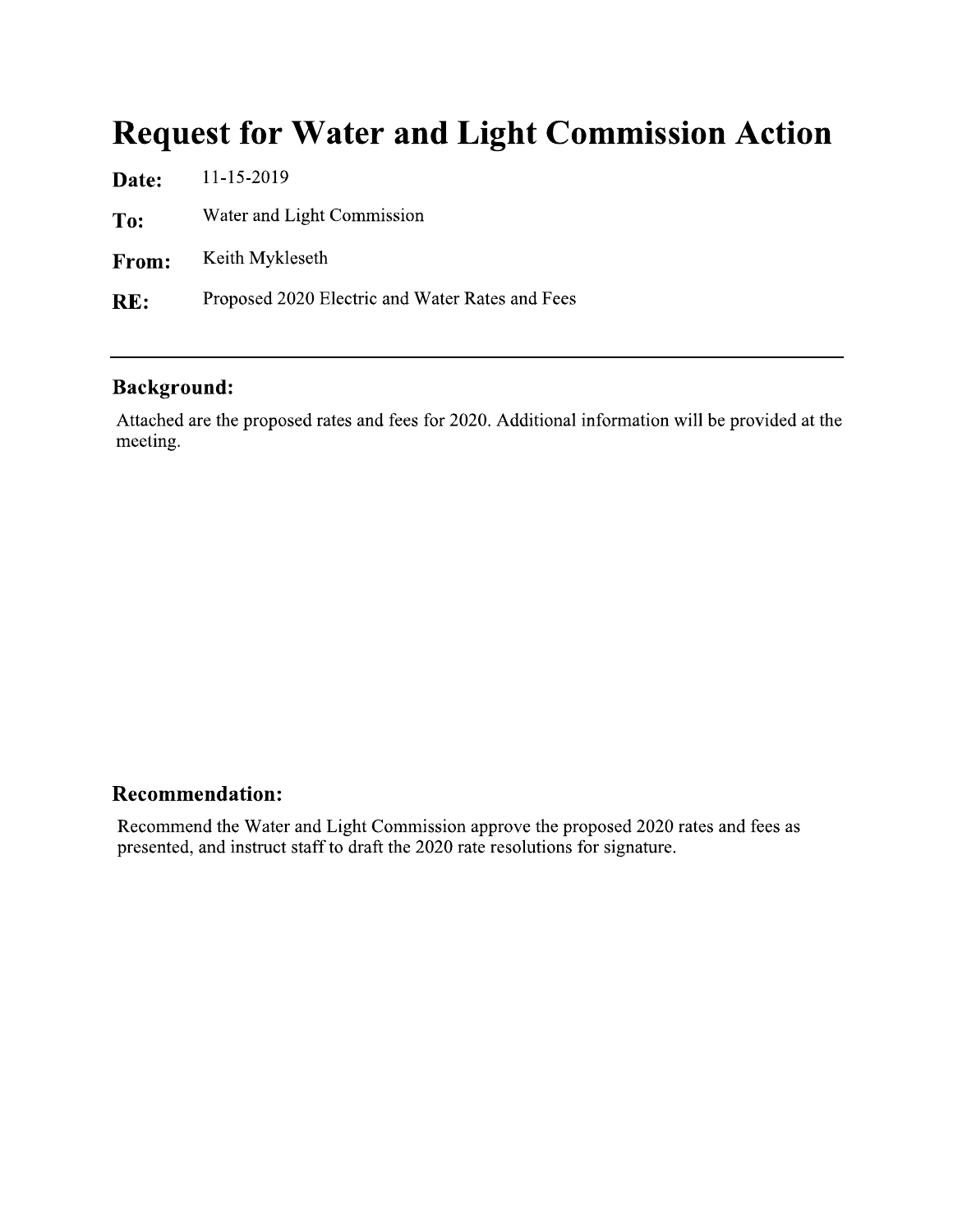# Request for Water and Light Commission Action

**Date:** 11-15-2019

**To:** Water and Light Commission

**From:** Keith Mykleseth

**RE:** Proposed 2020 Electric and Water Rates and Fees

---

## Background:

Attached are the proposed rates and fees for 2020. Additional information will be provided at the meeting.

## Recommendation:

Recommend the Water and Light Commission approve the proposed 2020 rates and fees as presented, and instruct staff to draft the 2020 rate resolutions for signature.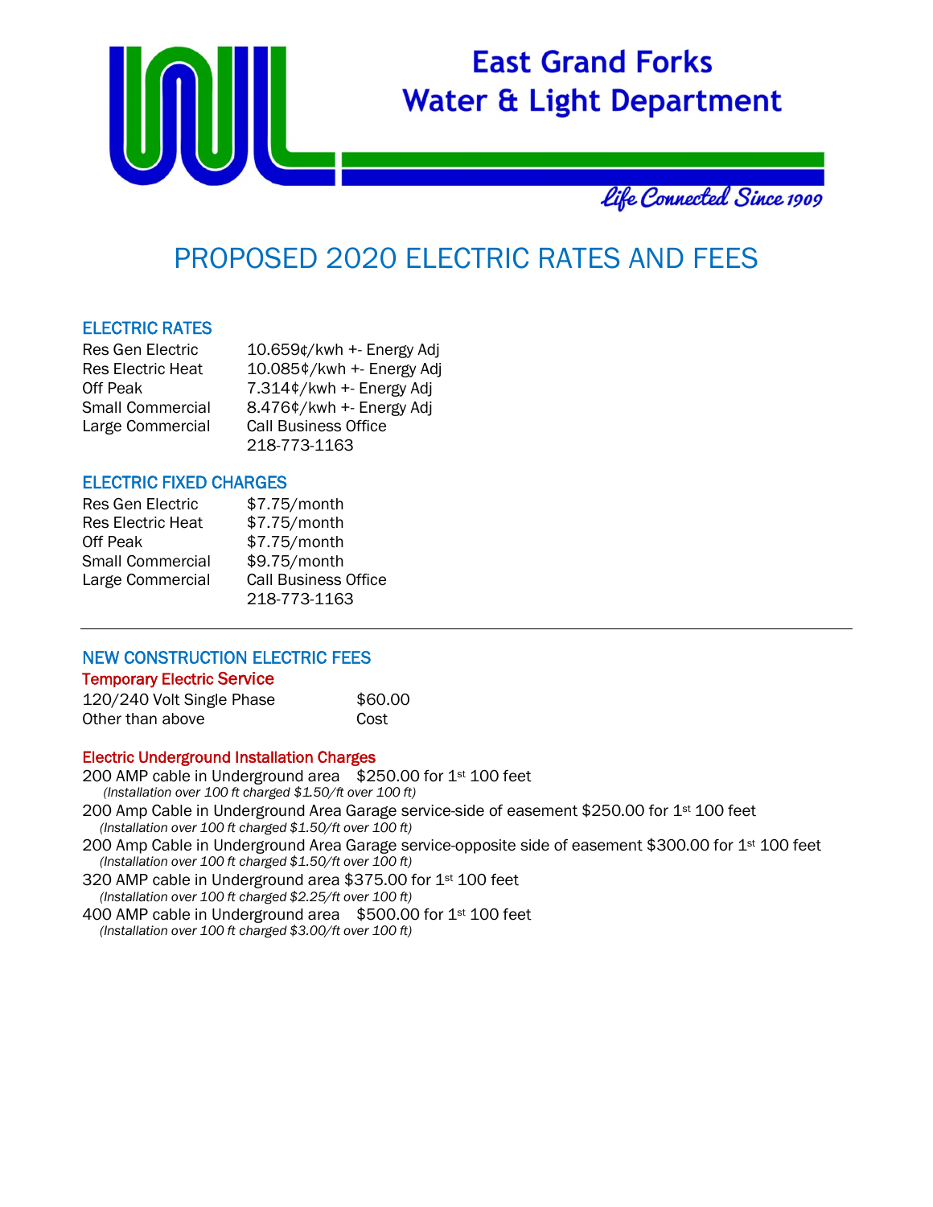East Grand Forks
Water & Light Department

*Life Connected Since 1909*

# PROPOSED 2020 ELECTRIC RATES AND FEES

## ELECTRIC RATES

| | |
|---|---|
| Res Gen Electric | 10.659¢/kwh +- Energy Adj |
| Res Electric Heat | 10.085¢/kwh +- Energy Adj |
| Off Peak | 7.314¢/kwh +- Energy Adj |
| Small Commercial | 8.476¢/kwh +- Energy Adj |
| Large Commercial | Call Business Office 218-773-1163 |

## ELECTRIC FIXED CHARGES

| | |
|---|---|
| Res Gen Electric | $7.75/month |
| Res Electric Heat | $7.75/month |
| Off Peak | $7.75/month |
| Small Commercial | $9.75/month |
| Large Commercial | Call Business Office 218-773-1163 |

---

## NEW CONSTRUCTION ELECTRIC FEES

### Temporary Electric Service

| | |
|---|---|
| 120/240 Volt Single Phase | $60.00 |
| Other than above | Cost |

### Electric Underground Installation Charges

200 AMP cable in Underground area $250.00 for 1st 100 feet
*(Installation over 100 ft charged $1.50/ft over 100 ft)*

200 Amp Cable in Underground Area Garage service-side of easement $250.00 for 1st 100 feet
*(Installation over 100 ft charged $1.50/ft over 100 ft)*

200 Amp Cable in Underground Area Garage service-opposite side of easement $300.00 for 1st 100 feet
*(Installation over 100 ft charged $1.50/ft over 100 ft)*

320 AMP cable in Underground area $375.00 for 1st 100 feet
*(Installation over 100 ft charged $2.25/ft over 100 ft)*

400 AMP cable in Underground area $500.00 for 1st 100 feet
*(Installation over 100 ft charged $3.00/ft over 100 ft)*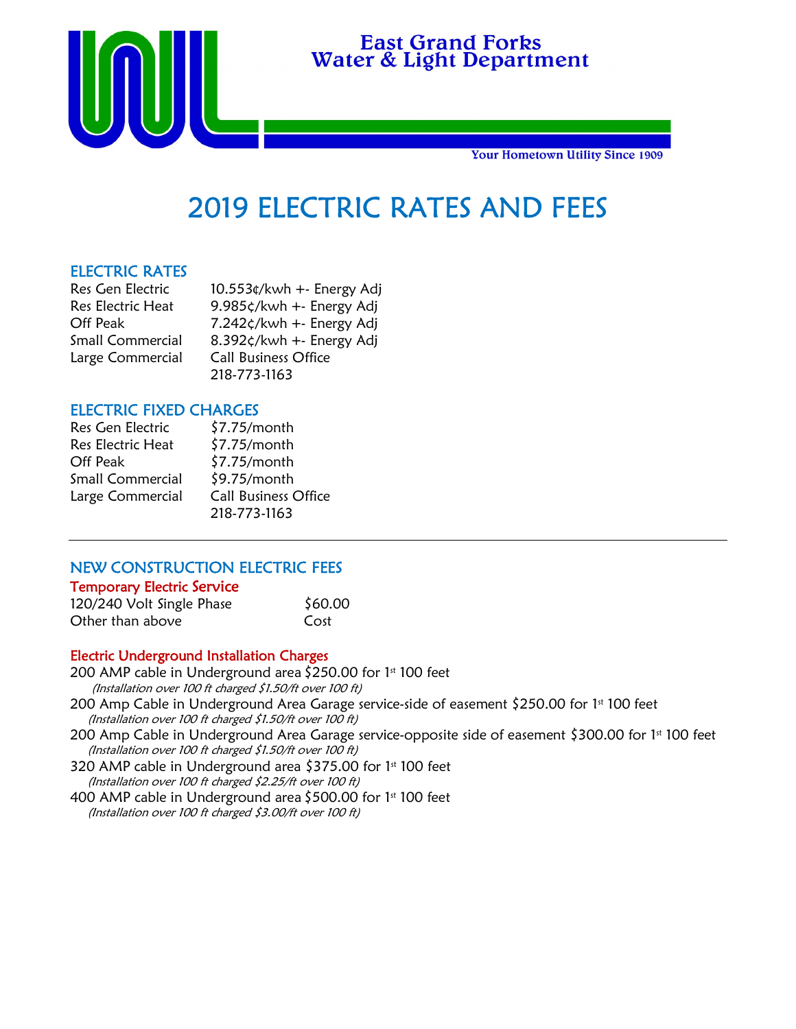East Grand Forks
Water & Light Department

Your Hometown Utility Since 1909

# 2019 ELECTRIC RATES AND FEES

## ELECTRIC RATES

| | |
|---|---|
| Res Gen Electric | 10.553¢/kwh +- Energy Adj |
| Res Electric Heat | 9.985¢/kwh +- Energy Adj |
| Off Peak | 7.242¢/kwh +- Energy Adj |
| Small Commercial | 8.392¢/kwh +- Energy Adj |
| Large Commercial | Call Business Office 218-773-1163 |

## ELECTRIC FIXED CHARGES

| | |
|---|---|
| Res Gen Electric | $7.75/month |
| Res Electric Heat | $7.75/month |
| Off Peak | $7.75/month |
| Small Commercial | $9.75/month |
| Large Commercial | Call Business Office 218-773-1163 |

---

## NEW CONSTRUCTION ELECTRIC FEES

### Temporary Electric Service

| | |
|---|---|
| 120/240 Volt Single Phase | $60.00 |
| Other than above | Cost |

### Electric Underground Installation Charges

200 AMP cable in Underground area $250.00 for 1st 100 feet
*(Installation over 100 ft charged $1.50/ft over 100 ft)*

200 Amp Cable in Underground Area Garage service-side of easement $250.00 for 1st 100 feet
*(Installation over 100 ft charged $1.50/ft over 100 ft)*

200 Amp Cable in Underground Area Garage service-opposite side of easement $300.00 for 1st 100 feet
*(Installation over 100 ft charged $1.50/ft over 100 ft)*

320 AMP cable in Underground area $375.00 for 1st 100 feet
*(Installation over 100 ft charged $2.25/ft over 100 ft)*

400 AMP cable in Underground area $500.00 for 1st 100 feet
*(Installation over 100 ft charged $3.00/ft over 100 ft)*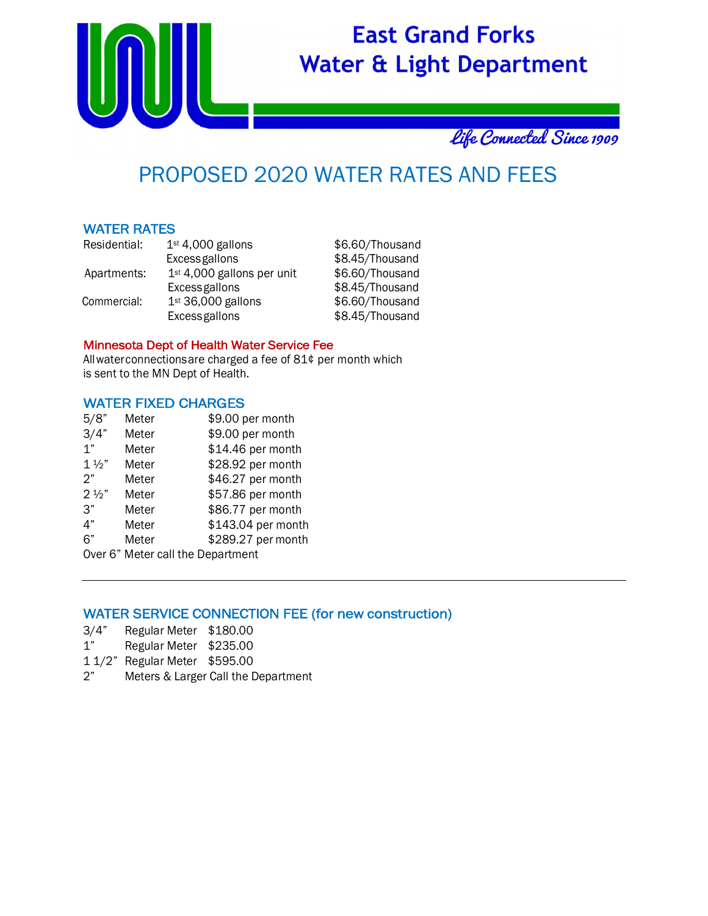# East Grand Forks Water & Light Department

*Life Connected Since 1909*

# PROPOSED 2020 WATER RATES AND FEES

## WATER RATES

| | | |
|---|---|---|
| Residential: | 1st 4,000 gallons | $6.60/Thousand |
| | Excess gallons | $8.45/Thousand |
| Apartments: | 1st 4,000 gallons per unit | $6.60/Thousand |
| | Excess gallons | $8.45/Thousand |
| Commercial: | 1st 36,000 gallons | $6.60/Thousand |
| | Excess gallons | $8.45/Thousand |

## Minnesota Dept of Health Water Service Fee

All water connections are charged a fee of 81¢ per month which is sent to the MN Dept of Health.

## WATER FIXED CHARGES

| | | |
|---|---|---|
| 5/8" | Meter | $9.00 per month |
| 3/4" | Meter | $9.00 per month |
| 1" | Meter | $14.46 per month |
| 1 ½" | Meter | $28.92 per month |
| 2" | Meter | $46.27 per month |
| 2 ½" | Meter | $57.86 per month |
| 3" | Meter | $86.77 per month |
| 4" | Meter | $143.04 per month |
| 6" | Meter | $289.27 per month |

Over 6" Meter call the Department

---

## WATER SERVICE CONNECTION FEE (for new construction)

| | | |
|---|---|---|
| 3/4" | Regular Meter | $180.00 |
| 1" | Regular Meter | $235.00 |
| 1 1/2" | Regular Meter | $595.00 |

2" Meters & Larger Call the Department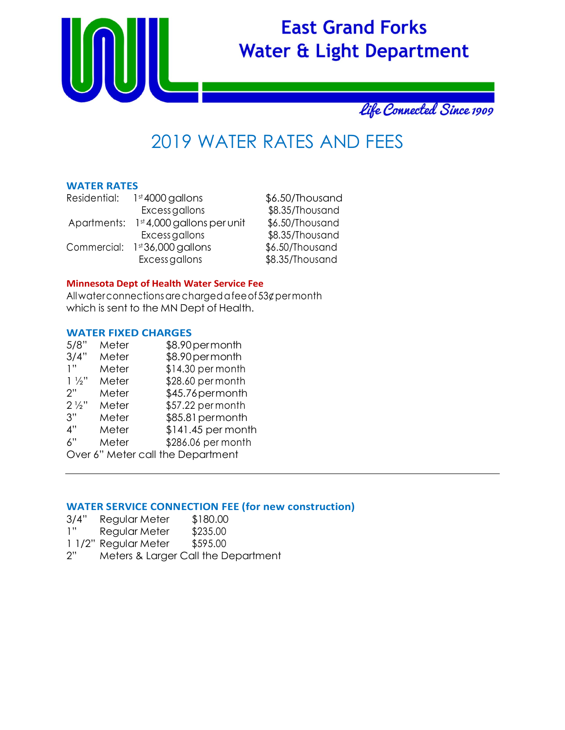# East Grand Forks Water & Light Department

*Life Connected Since 1909*

## 2019 WATER RATES AND FEES

### WATER RATES

| | | |
|---|---|---|
| Residential: | 1st 4000 gallons | $6.50/Thousand |
| | Excess gallons | $8.35/Thousand |
| Apartments: | 1st 4,000 gallons per unit | $6.50/Thousand |
| | Excess gallons | $8.35/Thousand |
| Commercial: | 1st 36,000 gallons | $6.50/Thousand |
| | Excess gallons | $8.35/Thousand |

### Minnesota Dept of Health Water Service Fee

All water connections are charged a fee of 53¢ per month which is sent to the MN Dept of Health.

### WATER FIXED CHARGES

| | | |
|---|---|---|
| 5/8" | Meter | $8.90 per month |
| 3/4" | Meter | $8.90 per month |
| 1" | Meter | $14.30 per month |
| 1 ½" | Meter | $28.60 per month |
| 2" | Meter | $45.76 per month |
| 2 ½" | Meter | $57.22 per month |
| 3" | Meter | $85.81 per month |
| 4" | Meter | $141.45 per month |
| 6" | Meter | $286.06 per month |

Over 6" Meter call the Department

---

### WATER SERVICE CONNECTION FEE (for new construction)

| | | |
|---|---|---|
| 3/4" | Regular Meter | $180.00 |
| 1" | Regular Meter | $235.00 |
| 1 1/2" | Regular Meter | $595.00 |
| 2" | Meters & Larger Call the Department | |